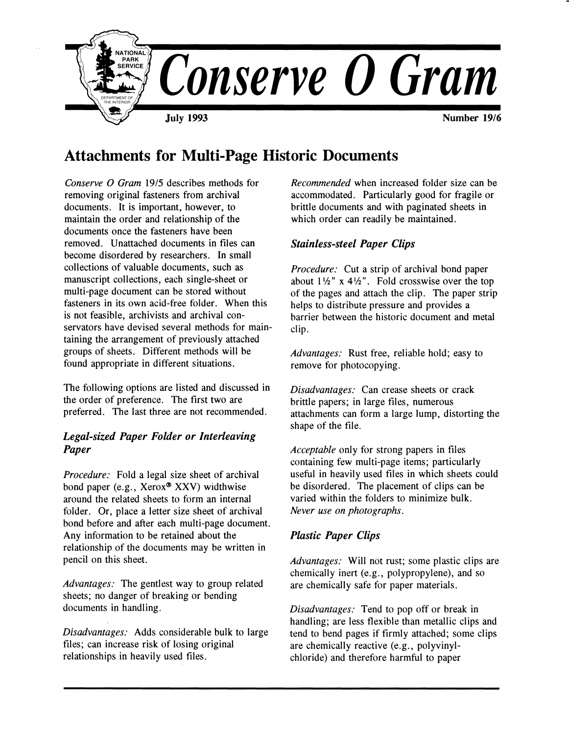# Conserve O Gram

**July 1993** **Number 19/6**

## Attachments for Multi-Page Historic Documents

*Conserve O Gram* 19/5 describes methods for removing original fasteners from archival documents. It is important, however, to maintain the order and relationship of the documents once the fasteners have been removed. Unattached documents in files can become disordered by researchers. In small collections of valuable documents, such as manuscript collections, each single-sheet or multi-page document can be stored without fasteners in its own acid-free folder. When this is not feasible, archivists and archival conservators have devised several methods for maintaining the arrangement of previously attached groups of sheets. Different methods will be found appropriate in different situations.

The following options are listed and discussed in the order of preference. The first two are preferred. The last three are not recommended.

### *Legal-sized Paper Folder or Interleaving Paper*

*Procedure:* Fold a legal size sheet of archival bond paper (e.g., Xerox® XXV) widthwise around the related sheets to form an internal folder. Or, place a letter size sheet of archival bond before and after each multi-page document. Any information to be retained about the relationship of the documents may be written in pencil on this sheet.

*Advantages:* The gentlest way to group related sheets; no danger of breaking or bending documents in handling.

*Disadvantages:* Adds considerable bulk to large files; can increase risk of losing original relationships in heavily used files.

*Recommended* when increased folder size can be accommodated. Particularly good for fragile or brittle documents and with paginated sheets in which order can readily be maintained.

### *Stainless-steel Paper Clips*

*Procedure:* Cut a strip of archival bond paper about 1½" x 4½". Fold crosswise over the top of the pages and attach the clip. The paper strip helps to distribute pressure and provides a barrier between the historic document and metal clip.

*Advantages:* Rust free, reliable hold; easy to remove for photocopying.

*Disadvantages:* Can crease sheets or crack brittle papers; in large files, numerous attachments can form a large lump, distorting the shape of the file.

*Acceptable* only for strong papers in files containing few multi-page items; particularly useful in heavily used files in which sheets could be disordered. The placement of clips can be varied within the folders to minimize bulk. *Never use on photographs.*

### *Plastic Paper Clips*

*Advantages:* Will not rust; some plastic clips are chemically inert (e.g., polypropylene), and so are chemically safe for paper materials.

*Disadvantages:* Tend to pop off or break in handling; are less flexible than metallic clips and tend to bend pages if firmly attached; some clips are chemically reactive (e.g., polyvinyl-chloride) and therefore harmful to paper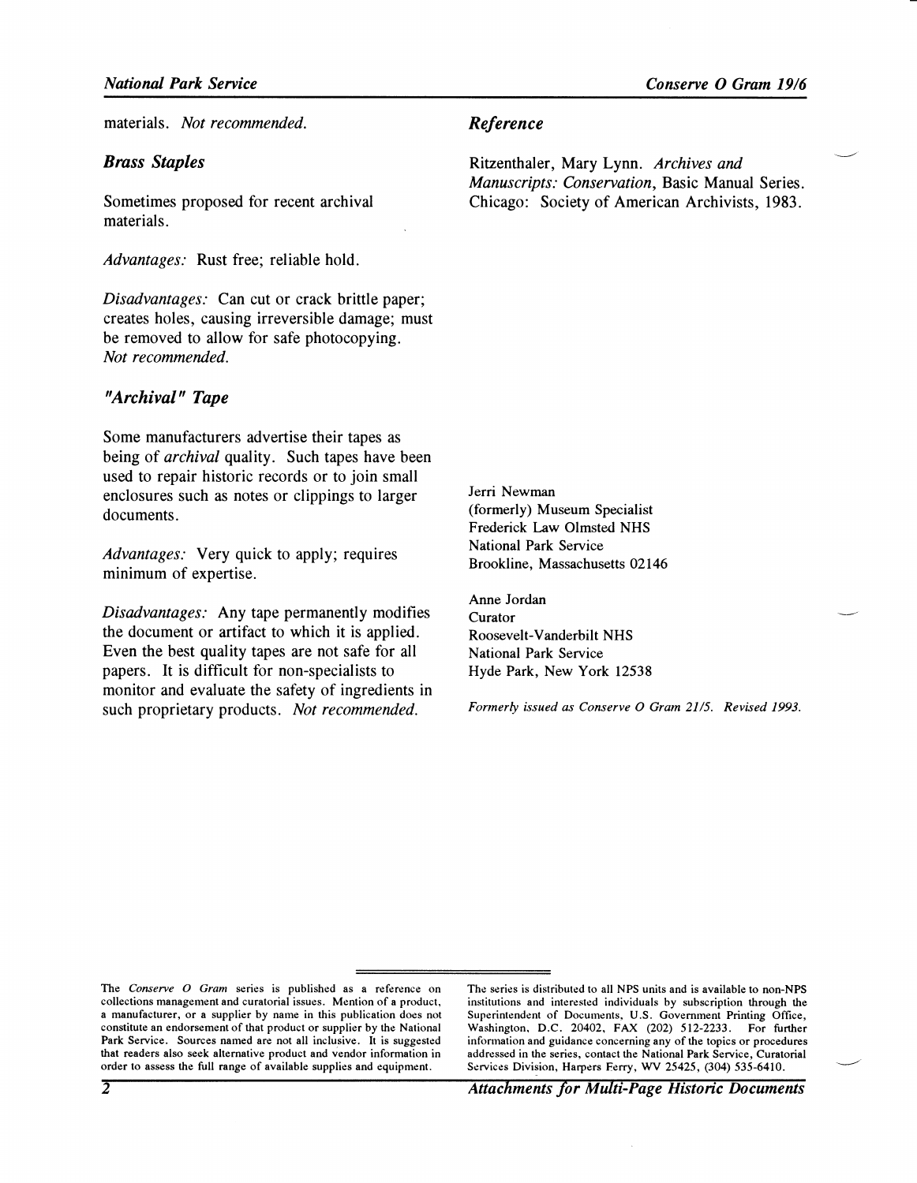materials. *Not recommended.*

### *Brass Staples*

Sometimes proposed for recent archival materials.

*Advantages:* Rust free; reliable hold.

*Disadvantages:* Can cut or crack brittle paper; creates holes, causing irreversible damage; must be removed to allow for safe photocopying. *Not recommended.*

### *"Archival" Tape*

Some manufacturers advertise their tapes as being of *archival* quality. Such tapes have been used to repair historic records or to join small enclosures such as notes or clippings to larger documents.

*Advantages:* Very quick to apply; requires minimum of expertise.

*Disadvantages:* Any tape permanently modifies the document or artifact to which it is applied. Even the best quality tapes are not safe for all papers. It is difficult for non-specialists to monitor and evaluate the safety of ingredients in such proprietary products. *Not recommended.*

### *Reference*

Ritzenthaler, Mary Lynn. *Archives and Manuscripts: Conservation*, Basic Manual Series. Chicago: Society of American Archivists, 1983.

Jerri Newman
(formerly) Museum Specialist
Frederick Law Olmsted NHS
National Park Service
Brookline, Massachusetts 02146

Anne Jordan
Curator
Roosevelt-Vanderbilt NHS
National Park Service
Hyde Park, New York 12538

*Formerly issued as Conserve O Gram 21/5. Revised 1993.*

The *Conserve O Gram* series is published as a reference on collections management and curatorial issues. Mention of a product, a manufacturer, or a supplier by name in this publication does not constitute an endorsement of that product or supplier by the National Park Service. Sources named are not all inclusive. It is suggested that readers also seek alternative product and vendor information in order to assess the full range of available supplies and equipment.

The series is distributed to all NPS units and is available to non-NPS institutions and interested individuals by subscription through the Superintendent of Documents, U.S. Government Printing Office, Washington, D.C. 20402, FAX (202) 512-2233. For further information and guidance concerning any of the topics or procedures addressed in the series, contact the National Park Service, Curatorial Services Division, Harpers Ferry, WV 25425, (304) 535-6410.